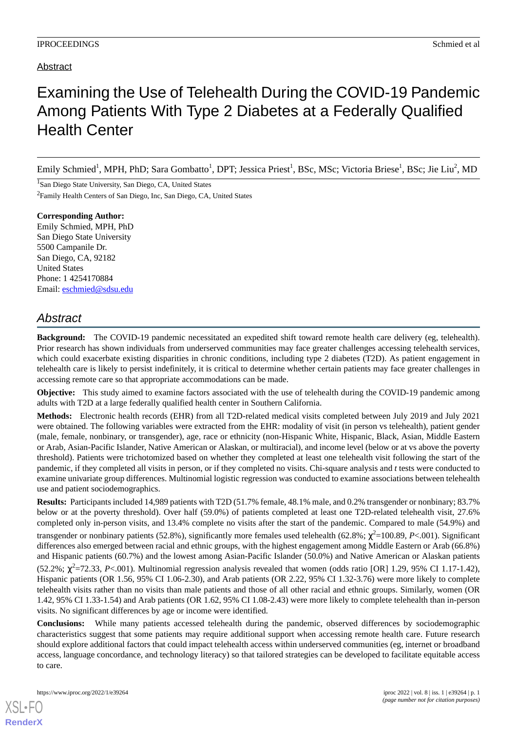Abstract

# Examining the Use of Telehealth During the COVID-19 Pandemic Among Patients With Type 2 Diabetes at a Federally Qualified Health Center

Emily Schmied[1], MPH, PhD; Sara Gombatto[1], DPT; Jessica Priest[1], BSc, MSc; Victoria Briese[1], BSc; Jie Liu[2], MD

[1]San Diego State University, San Diego, CA, United States

[2]Family Health Centers of San Diego, Inc, San Diego, CA, United States

**Corresponding Author:**
Emily Schmied, MPH, PhD
San Diego State University
5500 Campanile Dr.
San Diego, CA, 92182
United States
Phone: 1 4254170884
Email: eschmied@sdsu.edu

## *Abstract*

**Background:** The COVID-19 pandemic necessitated an expedited shift toward remote health care delivery (eg, telehealth). Prior research has shown individuals from underserved communities may face greater challenges accessing telehealth services, which could exacerbate existing disparities in chronic conditions, including type 2 diabetes (T2D). As patient engagement in telehealth care is likely to persist indefinitely, it is critical to determine whether certain patients may face greater challenges in accessing remote care so that appropriate accommodations can be made.

**Objective:** This study aimed to examine factors associated with the use of telehealth during the COVID-19 pandemic among adults with T2D at a large federally qualified health center in Southern California.

**Methods:** Electronic health records (EHR) from all T2D-related medical visits completed between July 2019 and July 2021 were obtained. The following variables were extracted from the EHR: modality of visit (in person vs telehealth), patient gender (male, female, nonbinary, or transgender), age, race or ethnicity (non-Hispanic White, Hispanic, Black, Asian, Middle Eastern or Arab, Asian-Pacific Islander, Native American or Alaskan, or multiracial), and income level (below or at vs above the poverty threshold). Patients were trichotomized based on whether they completed at least one telehealth visit following the start of the pandemic, if they completed all visits in person, or if they completed no visits. Chi-square analysis and *t* tests were conducted to examine univariate group differences. Multinomial logistic regression was conducted to examine associations between telehealth use and patient sociodemographics.

**Results:** Participants included 14,989 patients with T2D (51.7% female, 48.1% male, and 0.2% transgender or nonbinary; 83.7% below or at the poverty threshold). Over half (59.0%) of patients completed at least one T2D-related telehealth visit, 27.6% completed only in-person visits, and 13.4% complete no visits after the start of the pandemic. Compared to male (54.9%) and transgender or nonbinary patients (52.8%), significantly more females used telehealth (62.8%; $\chi^2$=100.89, *P*<.001). Significant differences also emerged between racial and ethnic groups, with the highest engagement among Middle Eastern or Arab (66.8%) and Hispanic patients (60.7%) and the lowest among Asian-Pacific Islander (50.0%) and Native American or Alaskan patients (52.2%; $\chi^2$=72.33, *P*<.001). Multinomial regression analysis revealed that women (odds ratio [OR] 1.29, 95% CI 1.17-1.42), Hispanic patients (OR 1.56, 95% CI 1.06-2.30), and Arab patients (OR 2.22, 95% CI 1.32-3.76) were more likely to complete telehealth visits rather than no visits than male patients and those of all other racial and ethnic groups. Similarly, women (OR 1.42, 95% CI 1.33-1.54) and Arab patients (OR 1.62, 95% CI 1.08-2.43) were more likely to complete telehealth than in-person visits. No significant differences by age or income were identified.

**Conclusions:** While many patients accessed telehealth during the pandemic, observed differences by sociodemographic characteristics suggest that some patients may require additional support when accessing remote health care. Future research should explore additional factors that could impact telehealth access within underserved communities (eg, internet or broadband access, language concordance, and technology literacy) so that tailored strategies can be developed to facilitate equitable access to care.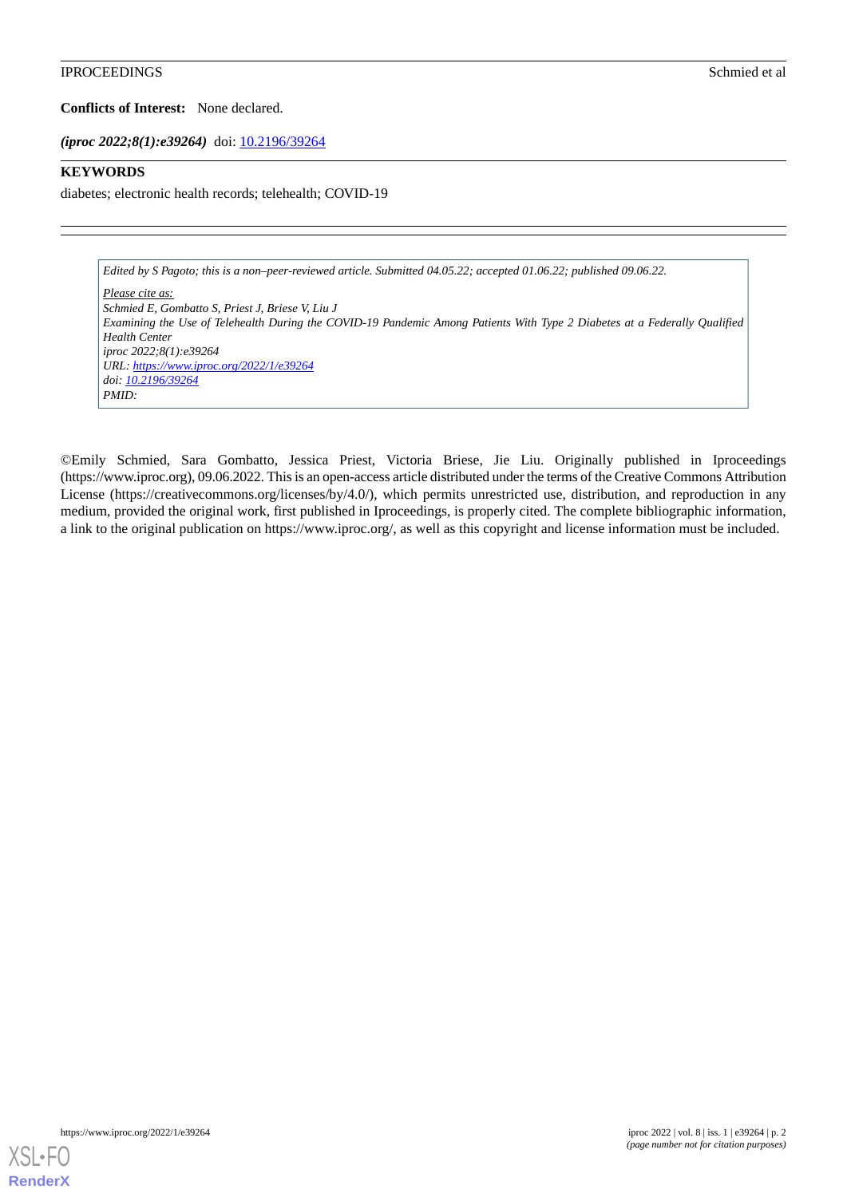**Conflicts of Interest:** None declared.

*(iproc 2022;8(1):e39264)* doi: 10.2196/39264

## KEYWORDS

diabetes; electronic health records; telehealth; COVID-19

---

*Edited by S Pagoto; this is a non–peer-reviewed article. Submitted 04.05.22; accepted 01.06.22; published 09.06.22.*

*Please cite as:*
*Schmied E, Gombatto S, Priest J, Briese V, Liu J*
*Examining the Use of Telehealth During the COVID-19 Pandemic Among Patients With Type 2 Diabetes at a Federally Qualified Health Center*
*iproc 2022;8(1):e39264*
*URL: https://www.iproc.org/2022/1/e39264*
*doi: 10.2196/39264*
*PMID:*

©Emily Schmied, Sara Gombatto, Jessica Priest, Victoria Briese, Jie Liu. Originally published in Iproceedings (https://www.iproc.org), 09.06.2022. This is an open-access article distributed under the terms of the Creative Commons Attribution License (https://creativecommons.org/licenses/by/4.0/), which permits unrestricted use, distribution, and reproduction in any medium, provided the original work, first published in Iproceedings, is properly cited. The complete bibliographic information, a link to the original publication on https://www.iproc.org/, as well as this copyright and license information must be included.